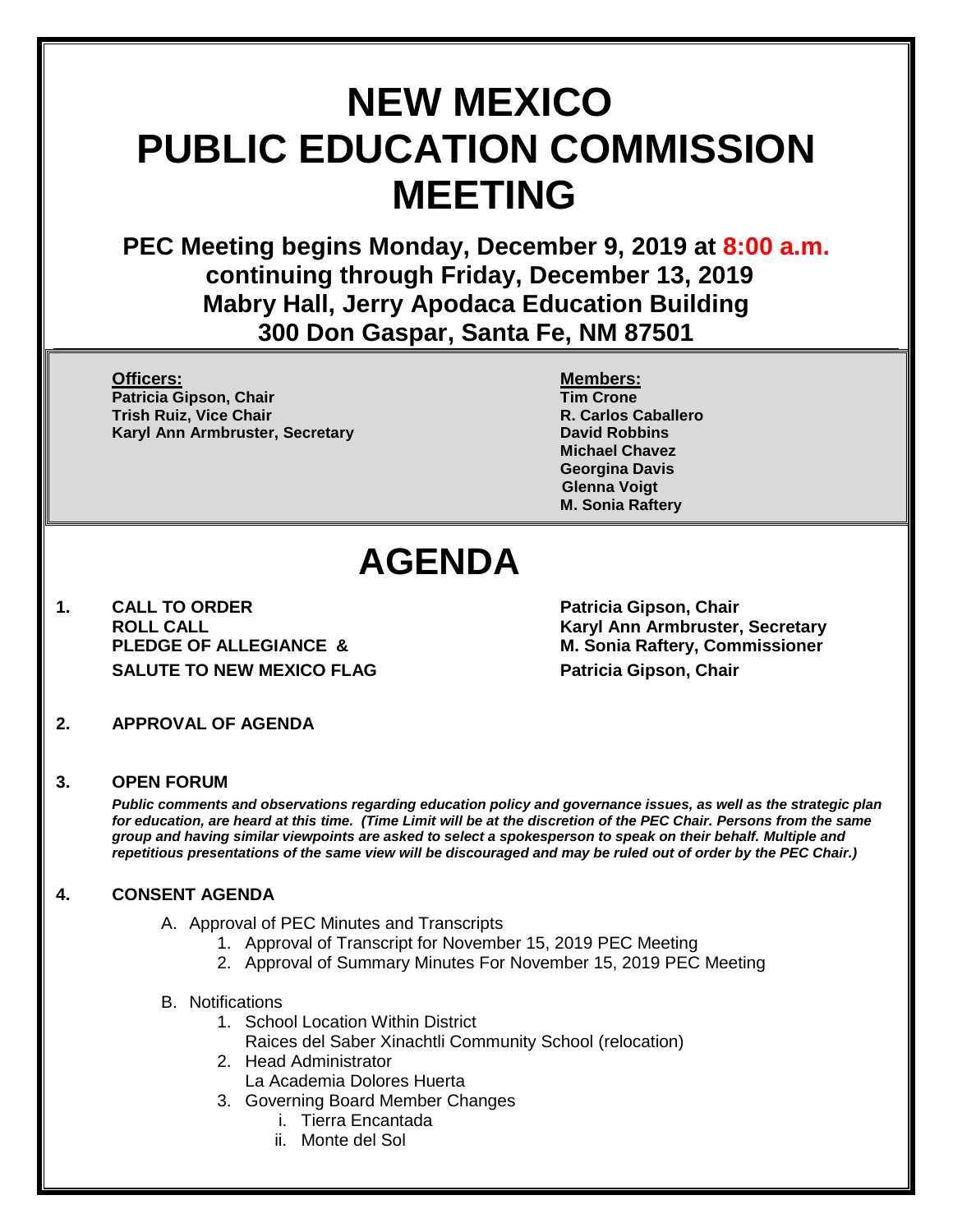# NEW MEXICO PUBLIC EDUCATION COMMISSION MEETING

**PEC Meeting begins Monday, December 9, 2019 at 8:00 a.m. continuing through Friday, December 13, 2019**
**Mabry Hall, Jerry Apodaca Education Building**
**300 Don Gaspar, Santa Fe, NM 87501**

**Officers:**
**Patricia Gipson, Chair**
**Trish Ruiz, Vice Chair**
**Karyl Ann Armbruster, Secretary**

**Members:**
**Tim Crone**
**R. Carlos Caballero**
**David Robbins**
**Michael Chavez**
**Georgina Davis**
**Glenna Voigt**
**M. Sonia Raftery**

# AGENDA

**1. CALL TO ORDER** — **Patricia Gipson, Chair**
**ROLL CALL** — **Karyl Ann Armbruster, Secretary**
**PLEDGE OF ALLEGIANCE &** — **M. Sonia Raftery, Commissioner**
**SALUTE TO NEW MEXICO FLAG** — **Patricia Gipson, Chair**

**2. APPROVAL OF AGENDA**

**3. OPEN FORUM**

***Public comments and observations regarding education policy and governance issues, as well as the strategic plan for education, are heard at this time. (Time Limit will be at the discretion of the PEC Chair. Persons from the same group and having similar viewpoints are asked to select a spokesperson to speak on their behalf. Multiple and repetitious presentations of the same view will be discouraged and may be ruled out of order by the PEC Chair.)***

**4. CONSENT AGENDA**

A. Approval of PEC Minutes and Transcripts
   1. Approval of Transcript for November 15, 2019 PEC Meeting
   2. Approval of Summary Minutes For November 15, 2019 PEC Meeting

B. Notifications
   1. School Location Within District
      Raices del Saber Xinachtli Community School (relocation)
   2. Head Administrator
      La Academia Dolores Huerta
   3. Governing Board Member Changes
      i. Tierra Encantada
      ii. Monte del Sol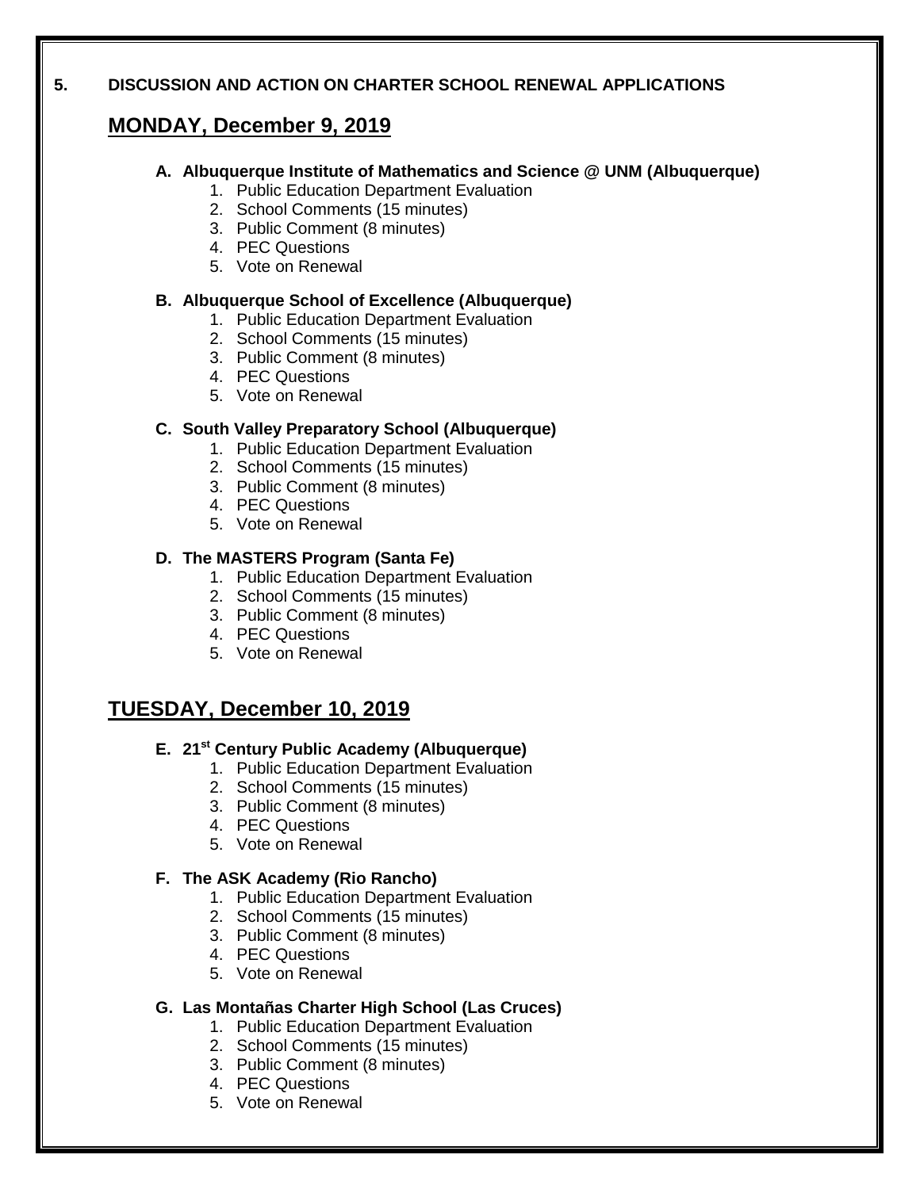**5. DISCUSSION AND ACTION ON CHARTER SCHOOL RENEWAL APPLICATIONS**

## MONDAY, December 9, 2019

**A. Albuquerque Institute of Mathematics and Science @ UNM (Albuquerque)**

1. Public Education Department Evaluation
2. School Comments (15 minutes)
3. Public Comment (8 minutes)
4. PEC Questions
5. Vote on Renewal

**B. Albuquerque School of Excellence (Albuquerque)**

1. Public Education Department Evaluation
2. School Comments (15 minutes)
3. Public Comment (8 minutes)
4. PEC Questions
5. Vote on Renewal

**C. South Valley Preparatory School (Albuquerque)**

1. Public Education Department Evaluation
2. School Comments (15 minutes)
3. Public Comment (8 minutes)
4. PEC Questions
5. Vote on Renewal

**D. The MASTERS Program (Santa Fe)**

1. Public Education Department Evaluation
2. School Comments (15 minutes)
3. Public Comment (8 minutes)
4. PEC Questions
5. Vote on Renewal

## TUESDAY, December 10, 2019

**E. 21st Century Public Academy (Albuquerque)**

1. Public Education Department Evaluation
2. School Comments (15 minutes)
3. Public Comment (8 minutes)
4. PEC Questions
5. Vote on Renewal

**F. The ASK Academy (Rio Rancho)**

1. Public Education Department Evaluation
2. School Comments (15 minutes)
3. Public Comment (8 minutes)
4. PEC Questions
5. Vote on Renewal

**G. Las Montañas Charter High School (Las Cruces)**

1. Public Education Department Evaluation
2. School Comments (15 minutes)
3. Public Comment (8 minutes)
4. PEC Questions
5. Vote on Renewal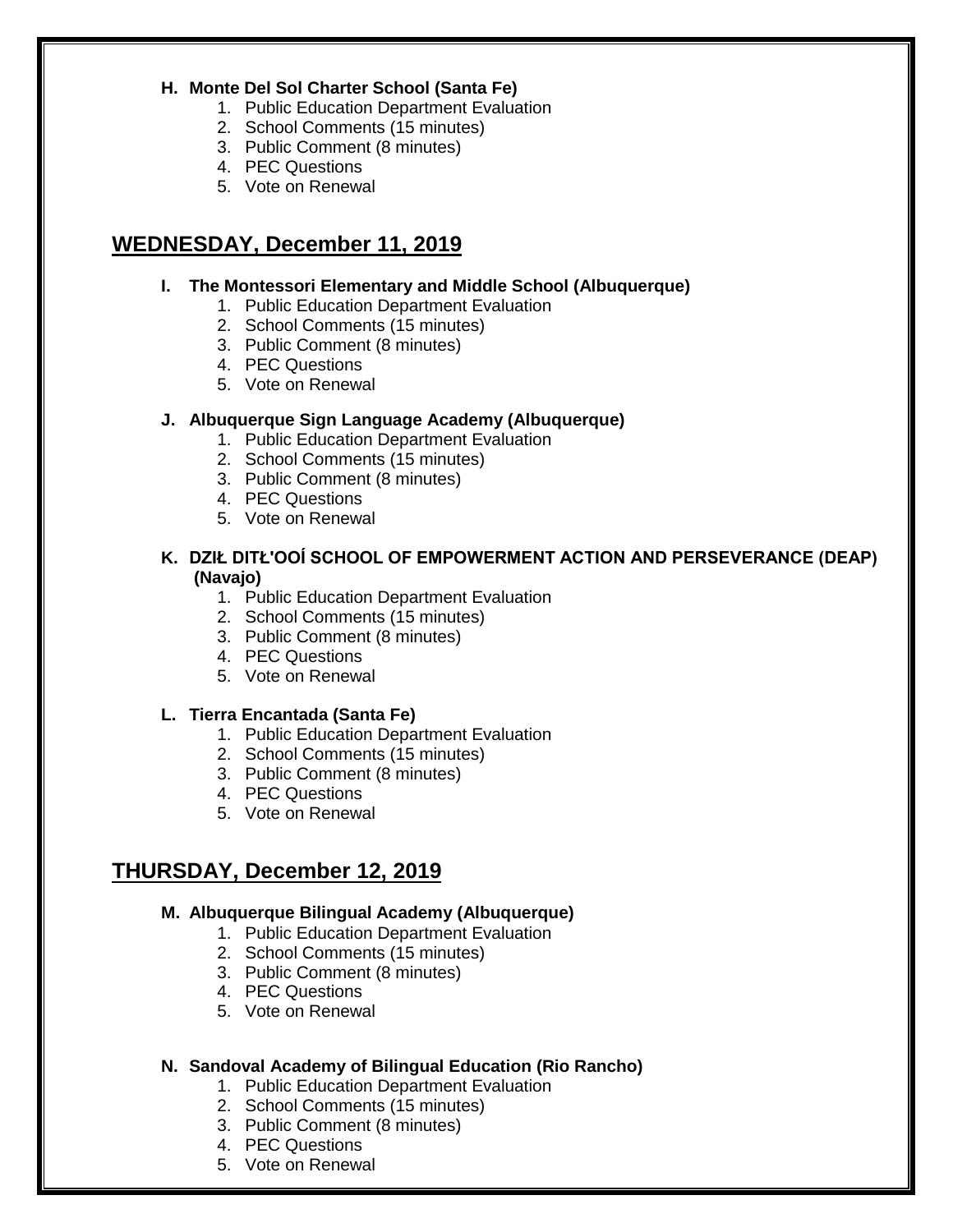**H. Monte Del Sol Charter School (Santa Fe)**

1. Public Education Department Evaluation
2. School Comments (15 minutes)
3. Public Comment (8 minutes)
4. PEC Questions
5. Vote on Renewal

## WEDNESDAY, December 11, 2019

**I. The Montessori Elementary and Middle School (Albuquerque)**

1. Public Education Department Evaluation
2. School Comments (15 minutes)
3. Public Comment (8 minutes)
4. PEC Questions
5. Vote on Renewal

**J. Albuquerque Sign Language Academy (Albuquerque)**

1. Public Education Department Evaluation
2. School Comments (15 minutes)
3. Public Comment (8 minutes)
4. PEC Questions
5. Vote on Renewal

**K. DZIŁ DITŁ'OOÍ SCHOOL OF EMPOWERMENT ACTION AND PERSEVERANCE (DEAP) (Navajo)**

1. Public Education Department Evaluation
2. School Comments (15 minutes)
3. Public Comment (8 minutes)
4. PEC Questions
5. Vote on Renewal

**L. Tierra Encantada (Santa Fe)**

1. Public Education Department Evaluation
2. School Comments (15 minutes)
3. Public Comment (8 minutes)
4. PEC Questions
5. Vote on Renewal

## THURSDAY, December 12, 2019

**M. Albuquerque Bilingual Academy (Albuquerque)**

1. Public Education Department Evaluation
2. School Comments (15 minutes)
3. Public Comment (8 minutes)
4. PEC Questions
5. Vote on Renewal

**N. Sandoval Academy of Bilingual Education (Rio Rancho)**

1. Public Education Department Evaluation
2. School Comments (15 minutes)
3. Public Comment (8 minutes)
4. PEC Questions
5. Vote on Renewal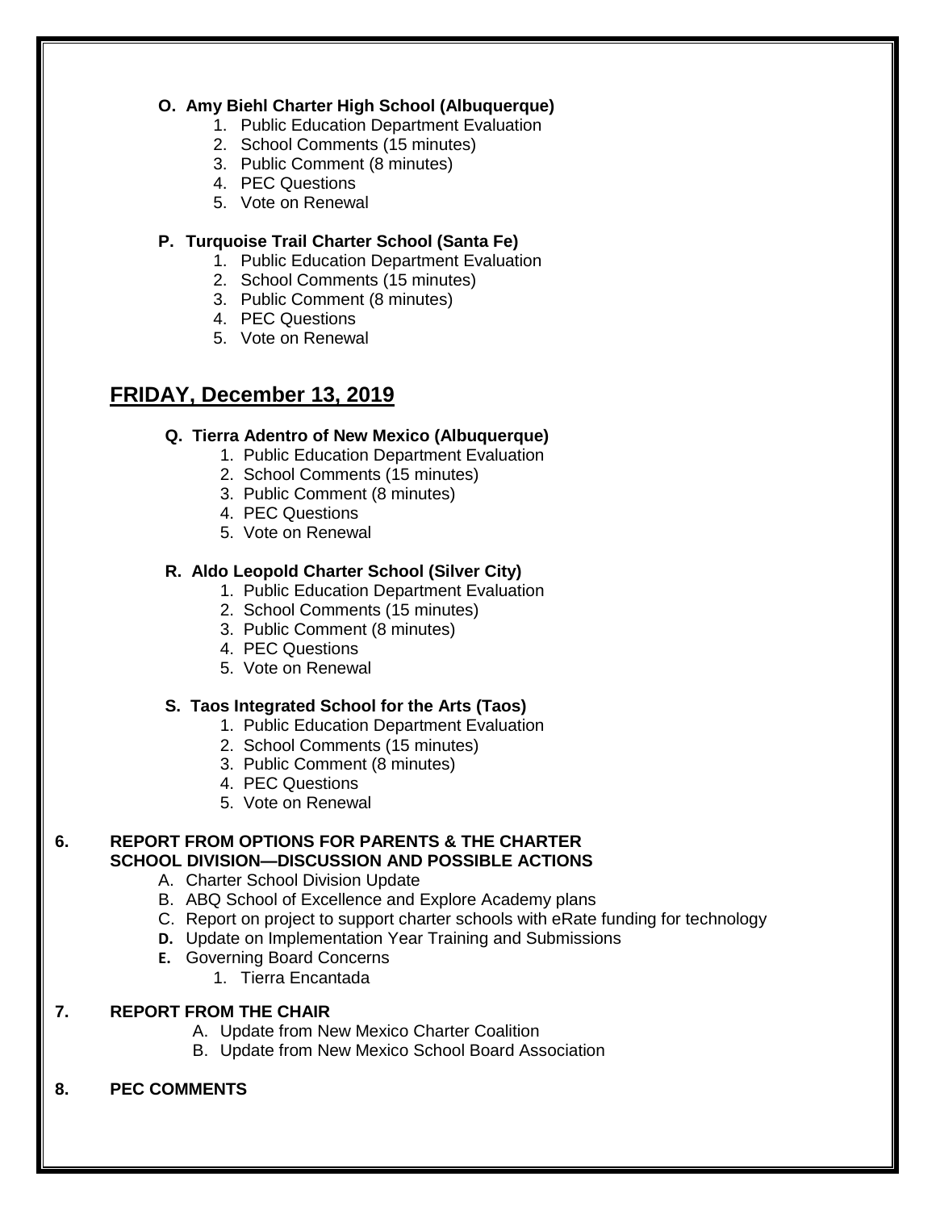**O. Amy Biehl Charter High School (Albuquerque)**

1. Public Education Department Evaluation
2. School Comments (15 minutes)
3. Public Comment (8 minutes)
4. PEC Questions
5. Vote on Renewal

**P. Turquoise Trail Charter School (Santa Fe)**

1. Public Education Department Evaluation
2. School Comments (15 minutes)
3. Public Comment (8 minutes)
4. PEC Questions
5. Vote on Renewal

## FRIDAY, December 13, 2019

**Q. Tierra Adentro of New Mexico (Albuquerque)**

1. Public Education Department Evaluation
2. School Comments (15 minutes)
3. Public Comment (8 minutes)
4. PEC Questions
5. Vote on Renewal

**R. Aldo Leopold Charter School (Silver City)**

1. Public Education Department Evaluation
2. School Comments (15 minutes)
3. Public Comment (8 minutes)
4. PEC Questions
5. Vote on Renewal

**S. Taos Integrated School for the Arts (Taos)**

1. Public Education Department Evaluation
2. School Comments (15 minutes)
3. Public Comment (8 minutes)
4. PEC Questions
5. Vote on Renewal

**6. REPORT FROM OPTIONS FOR PARENTS & THE CHARTER SCHOOL DIVISION—DISCUSSION AND POSSIBLE ACTIONS**

A. Charter School Division Update
B. ABQ School of Excellence and Explore Academy plans
C. Report on project to support charter schools with eRate funding for technology
D. Update on Implementation Year Training and Submissions
E. Governing Board Concerns
   1. Tierra Encantada

**7. REPORT FROM THE CHAIR**

A. Update from New Mexico Charter Coalition
B. Update from New Mexico School Board Association

**8. PEC COMMENTS**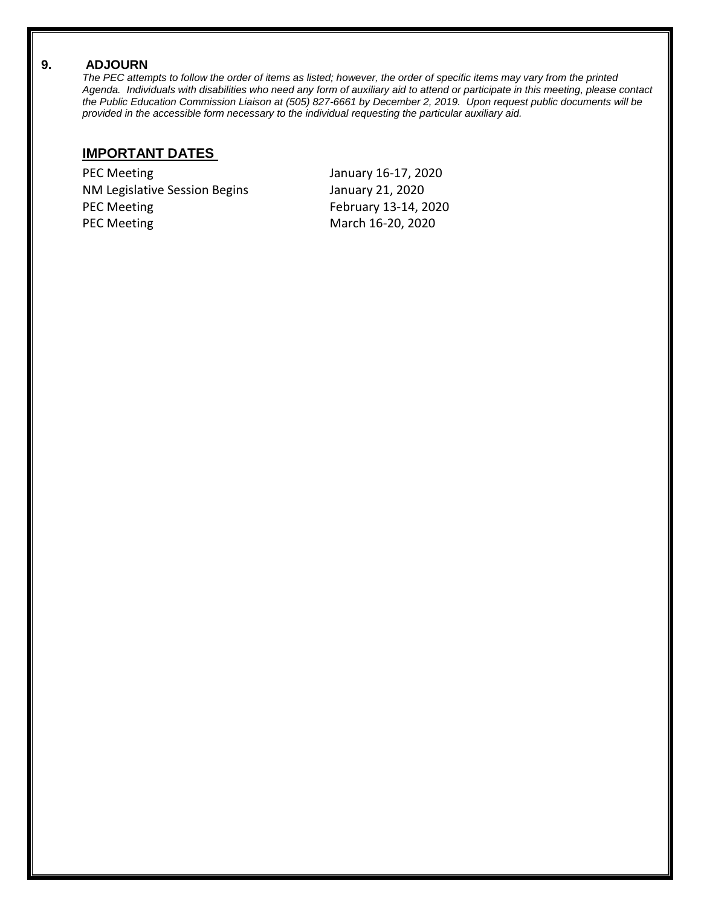**9. ADJOURN**

*The PEC attempts to follow the order of items as listed; however, the order of specific items may vary from the printed Agenda. Individuals with disabilities who need any form of auxiliary aid to attend or participate in this meeting, please contact the Public Education Commission Liaison at (505) 827-6661 by December 2, 2019. Upon request public documents will be provided in the accessible form necessary to the individual requesting the particular auxiliary aid.*

## IMPORTANT DATES

| | |
|---|---|
| PEC Meeting | January 16-17, 2020 |
| NM Legislative Session Begins | January 21, 2020 |
| PEC Meeting | February 13-14, 2020 |
| PEC Meeting | March 16-20, 2020 |